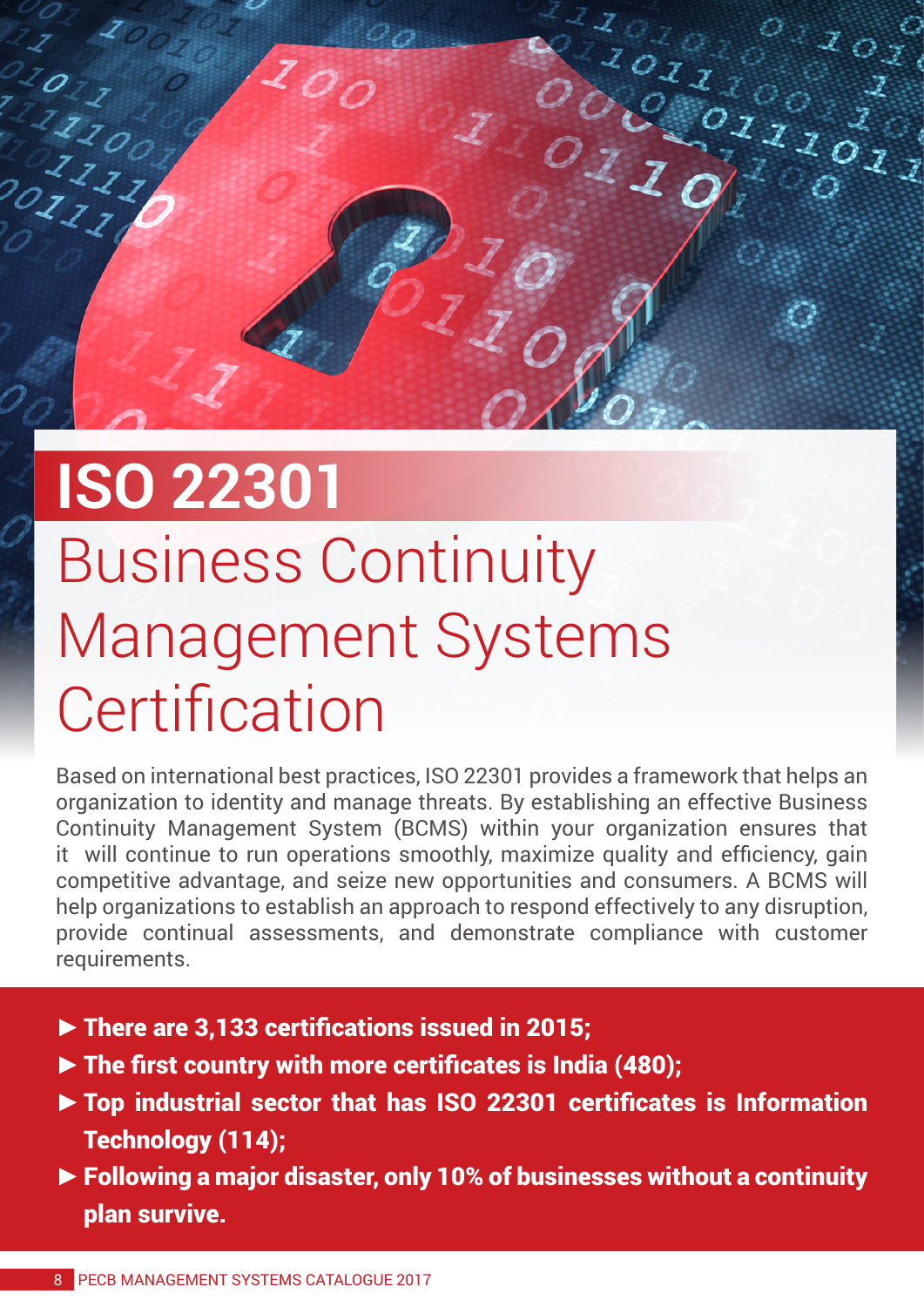# ISO 22301

## Business Continuity Management Systems Certification

Based on international best practices, ISO 22301 provides a framework that helps an organization to identity and manage threats. By establishing an effective Business Continuity Management System (BCMS) within your organization ensures that it will continue to run operations smoothly, maximize quality and efficiency, gain competitive advantage, and seize new opportunities and consumers. A BCMS will help organizations to establish an approach to respond effectively to any disruption, provide continual assessments, and demonstrate compliance with customer requirements.

- **There are 3,133 certifications issued in 2015;**
- **The first country with more certificates is India (480);**
- **Top industrial sector that has ISO 22301 certificates is Information Technology (114);**
- **Following a major disaster, only 10% of businesses without a continuity plan survive.**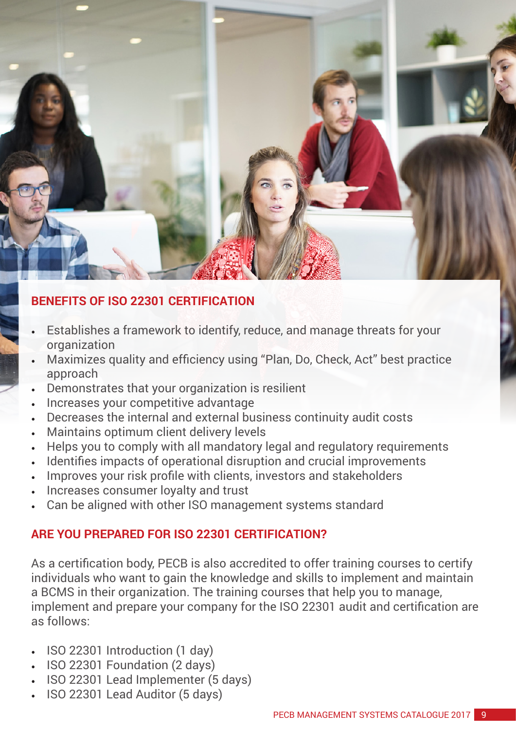## BENEFITS OF ISO 22301 CERTIFICATION

- Establishes a framework to identify, reduce, and manage threats for your organization
- Maximizes quality and efficiency using "Plan, Do, Check, Act" best practice approach
- Demonstrates that your organization is resilient
- Increases your competitive advantage
- Decreases the internal and external business continuity audit costs
- Maintains optimum client delivery levels
- Helps you to comply with all mandatory legal and regulatory requirements
- Identifies impacts of operational disruption and crucial improvements
- Improves your risk profile with clients, investors and stakeholders
- Increases consumer loyalty and trust
- Can be aligned with other ISO management systems standard

## ARE YOU PREPARED FOR ISO 22301 CERTIFICATION?

As a certification body, PECB is also accredited to offer training courses to certify individuals who want to gain the knowledge and skills to implement and maintain a BCMS in their organization. The training courses that help you to manage, implement and prepare your company for the ISO 22301 audit and certification are as follows:

- ISO 22301 Introduction (1 day)
- ISO 22301 Foundation (2 days)
- ISO 22301 Lead Implementer (5 days)
- ISO 22301 Lead Auditor (5 days)